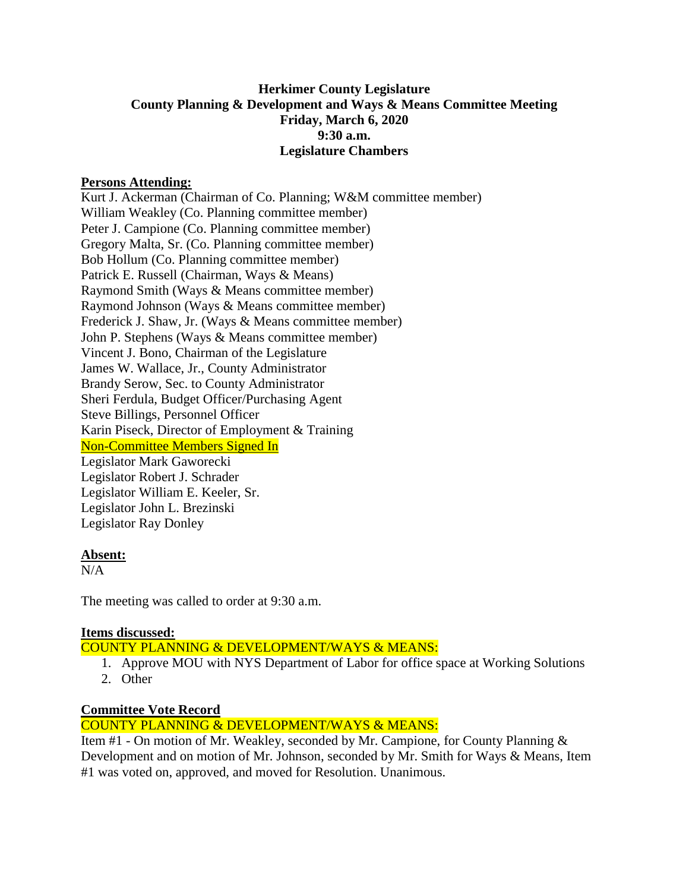# Herkimer County Legislature
## County Planning & Development and Ways & Means Committee Meeting
**Friday, March 6, 2020**
**9:30 a.m.**
**Legislature Chambers**

**Persons Attending:**

Kurt J. Ackerman (Chairman of Co. Planning; W&M committee member)
William Weakley (Co. Planning committee member)
Peter J. Campione (Co. Planning committee member)
Gregory Malta, Sr. (Co. Planning committee member)
Bob Hollum (Co. Planning committee member)
Patrick E. Russell (Chairman, Ways & Means)
Raymond Smith (Ways & Means committee member)
Raymond Johnson (Ways & Means committee member)
Frederick J. Shaw, Jr. (Ways & Means committee member)
John P. Stephens (Ways & Means committee member)
Vincent J. Bono, Chairman of the Legislature
James W. Wallace, Jr., County Administrator
Brandy Serow, Sec. to County Administrator
Sheri Ferdula, Budget Officer/Purchasing Agent
Steve Billings, Personnel Officer
Karin Piseck, Director of Employment & Training
Non-Committee Members Signed In
Legislator Mark Gaworecki
Legislator Robert J. Schrader
Legislator William E. Keeler, Sr.
Legislator John L. Brezinski
Legislator Ray Donley

**Absent:**

N/A

The meeting was called to order at 9:30 a.m.

**Items discussed:**

COUNTY PLANNING & DEVELOPMENT/WAYS & MEANS:

1. Approve MOU with NYS Department of Labor for office space at Working Solutions
2. Other

**Committee Vote Record**

COUNTY PLANNING & DEVELOPMENT/WAYS & MEANS:

Item #1 - On motion of Mr. Weakley, seconded by Mr. Campione, for County Planning & Development and on motion of Mr. Johnson, seconded by Mr. Smith for Ways & Means, Item #1 was voted on, approved, and moved for Resolution. Unanimous.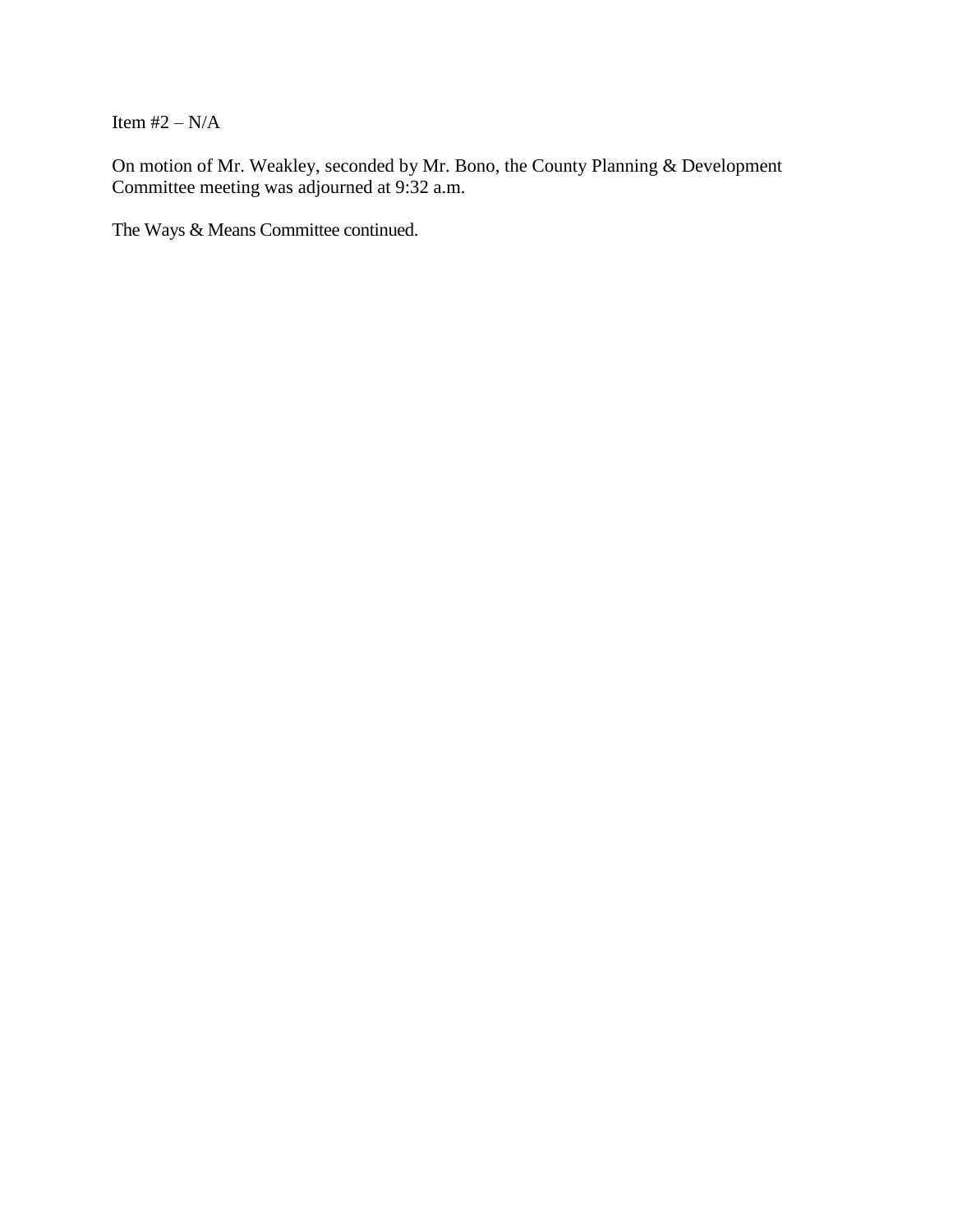Item #2 – N/A

On motion of Mr. Weakley, seconded by Mr. Bono, the County Planning & Development Committee meeting was adjourned at 9:32 a.m.

The Ways & Means Committee continued.